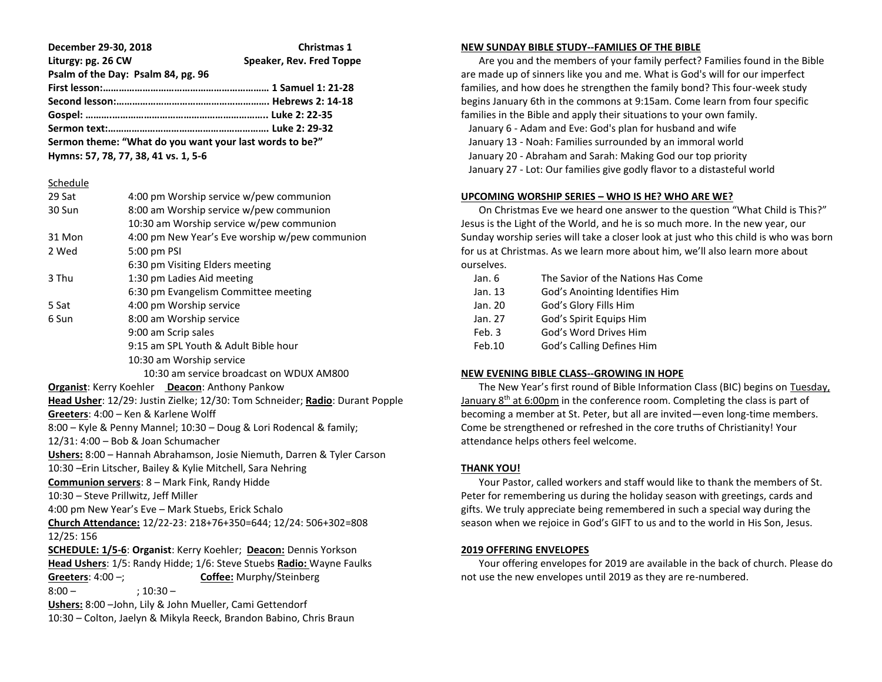**December 29-30, 2018** **Christmas 1**

**Liturgy: pg. 26 CW** **Speaker, Rev. Fred Toppe**

**Psalm of the Day: Psalm 84, pg. 96**

**First lesson:……………………………………………………… 1 Samuel 1: 21-28**

**Second lesson:………………………………………………….. Hebrews 2: 14-18**

**Gospel: …….……………………………………………….. Luke 2: 22-35**

**Sermon text:…………………………………………………. Luke 2: 29-32**

**Sermon theme: "What do you want your last words to be?"**

**Hymns: 57, 78, 77, 38, 41 vs. 1, 5-6**

Schedule

| | |
|---|---|
| 29 Sat | 4:00 pm Worship service w/pew communion |
| 30 Sun | 8:00 am Worship service w/pew communion |
| | 10:30 am Worship service w/pew communion |
| 31 Mon | 4:00 pm New Year's Eve worship w/pew communion |
| 2 Wed | 5:00 pm PSI |
| | 6:30 pm Visiting Elders meeting |
| 3 Thu | 1:30 pm Ladies Aid meeting |
| | 6:30 pm Evangelism Committee meeting |
| 5 Sat | 4:00 pm Worship service |
| 6 Sun | 8:00 am Worship service |
| | 9:00 am Scrip sales |
| | 9:15 am SPL Youth & Adult Bible hour |
| | 10:30 am Worship service |
| | 10:30 am service broadcast on WDUX AM800 |

**Organist**: Kerry Koehler **Deacon**: Anthony Pankow

**Head Usher**: 12/29: Justin Zielke; 12/30: Tom Schneider; **Radio**: Durant Popple

**Greeters**: 4:00 – Ken & Karlene Wolff

8:00 – Kyle & Penny Mannel; 10:30 – Doug & Lori Rodencal & family;

12/31: 4:00 – Bob & Joan Schumacher

**Ushers:** 8:00 – Hannah Abrahamson, Josie Niemuth, Darren & Tyler Carson

10:30 –Erin Litscher, Bailey & Kylie Mitchell, Sara Nehring

**Communion servers**: 8 – Mark Fink, Randy Hidde

10:30 – Steve Prillwitz, Jeff Miller

4:00 pm New Year's Eve – Mark Stuebs, Erick Schalo

**Church Attendance:** 12/22-23: 218+76+350=644; 12/24: 506+302=808

12/25: 156

**SCHEDULE: 1/5-6**: **Organist**: Kerry Koehler; **Deacon:** Dennis Yorkson

**Head Ushers**: 1/5: Randy Hidde; 1/6: Steve Stuebs **Radio:** Wayne Faulks

**Greeters**: 4:00 –; **Coffee:** Murphy/Steinberg

8:00 – ; 10:30 –

**Ushers:** 8:00 –John, Lily & John Mueller, Cami Gettendorf

10:30 – Colton, Jaelyn & Mikyla Reeck, Brandon Babino, Chris Braun

## NEW SUNDAY BIBLE STUDY--FAMILIES OF THE BIBLE

Are you and the members of your family perfect? Families found in the Bible are made up of sinners like you and me. What is God's will for our imperfect families, and how does he strengthen the family bond? This four-week study begins January 6th in the commons at 9:15am. Come learn from four specific families in the Bible and apply their situations to your own family.

January 6 - Adam and Eve: God's plan for husband and wife
January 13 - Noah: Families surrounded by an immoral world
January 20 - Abraham and Sarah: Making God our top priority
January 27 - Lot: Our families give godly flavor to a distasteful world

## UPCOMING WORSHIP SERIES – WHO IS HE? WHO ARE WE?

On Christmas Eve we heard one answer to the question "What Child is This?" Jesus is the Light of the World, and he is so much more. In the new year, our Sunday worship series will take a closer look at just who this child is who was born for us at Christmas. As we learn more about him, we'll also learn more about ourselves.

| | |
|---|---|
| Jan. 6 | The Savior of the Nations Has Come |
| Jan. 13 | God's Anointing Identifies Him |
| Jan. 20 | God's Glory Fills Him |
| Jan. 27 | God's Spirit Equips Him |
| Feb. 3 | God's Word Drives Him |
| Feb.10 | God's Calling Defines Him |

## NEW EVENING BIBLE CLASS--GROWING IN HOPE

The New Year's first round of Bible Information Class (BIC) begins on Tuesday, January 8th at 6:00pm in the conference room. Completing the class is part of becoming a member at St. Peter, but all are invited—even long-time members. Come be strengthened or refreshed in the core truths of Christianity! Your attendance helps others feel welcome.

## THANK YOU!

Your Pastor, called workers and staff would like to thank the members of St. Peter for remembering us during the holiday season with greetings, cards and gifts. We truly appreciate being remembered in such a special way during the season when we rejoice in God's GIFT to us and to the world in His Son, Jesus.

## 2019 OFFERING ENVELOPES

Your offering envelopes for 2019 are available in the back of church. Please do not use the new envelopes until 2019 as they are re-numbered.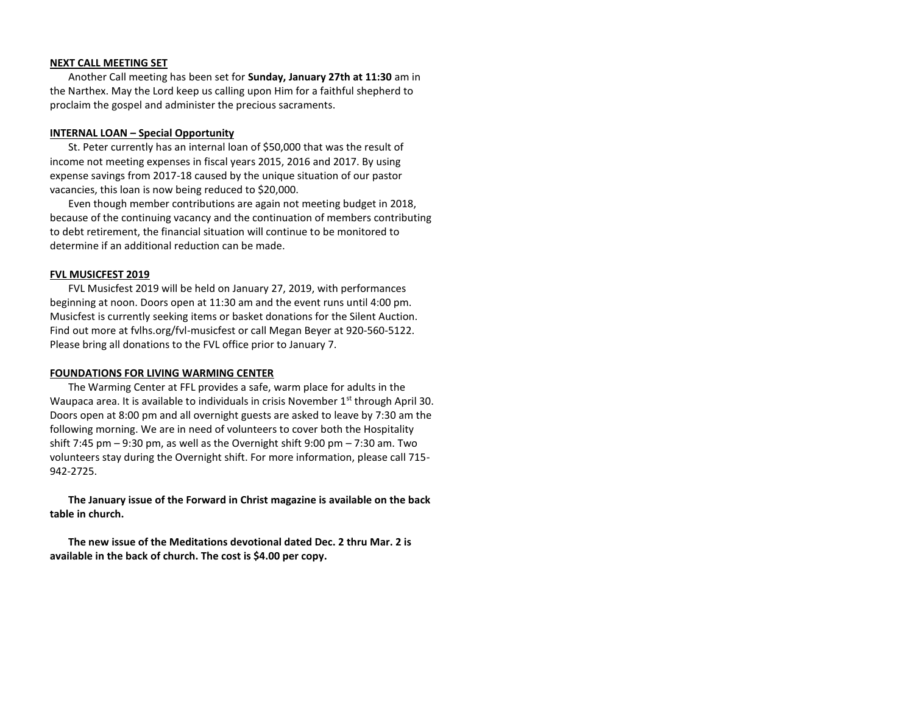**NEXT CALL MEETING SET**

Another Call meeting has been set for **Sunday, January 27th at 11:30** am in the Narthex. May the Lord keep us calling upon Him for a faithful shepherd to proclaim the gospel and administer the precious sacraments.

**INTERNAL LOAN – Special Opportunity**

St. Peter currently has an internal loan of $50,000 that was the result of income not meeting expenses in fiscal years 2015, 2016 and 2017. By using expense savings from 2017-18 caused by the unique situation of our pastor vacancies, this loan is now being reduced to $20,000.

Even though member contributions are again not meeting budget in 2018, because of the continuing vacancy and the continuation of members contributing to debt retirement, the financial situation will continue to be monitored to determine if an additional reduction can be made.

**FVL MUSICFEST 2019**

FVL Musicfest 2019 will be held on January 27, 2019, with performances beginning at noon. Doors open at 11:30 am and the event runs until 4:00 pm. Musicfest is currently seeking items or basket donations for the Silent Auction. Find out more at fvlhs.org/fvl-musicfest or call Megan Beyer at 920-560-5122. Please bring all donations to the FVL office prior to January 7.

**FOUNDATIONS FOR LIVING WARMING CENTER**

The Warming Center at FFL provides a safe, warm place for adults in the Waupaca area. It is available to individuals in crisis November 1st through April 30. Doors open at 8:00 pm and all overnight guests are asked to leave by 7:30 am the following morning. We are in need of volunteers to cover both the Hospitality shift 7:45 pm – 9:30 pm, as well as the Overnight shift 9:00 pm – 7:30 am. Two volunteers stay during the Overnight shift. For more information, please call 715-942-2725.

**The January issue of the Forward in Christ magazine is available on the back table in church.**

**The new issue of the Meditations devotional dated Dec. 2 thru Mar. 2 is available in the back of church. The cost is $4.00 per copy.**